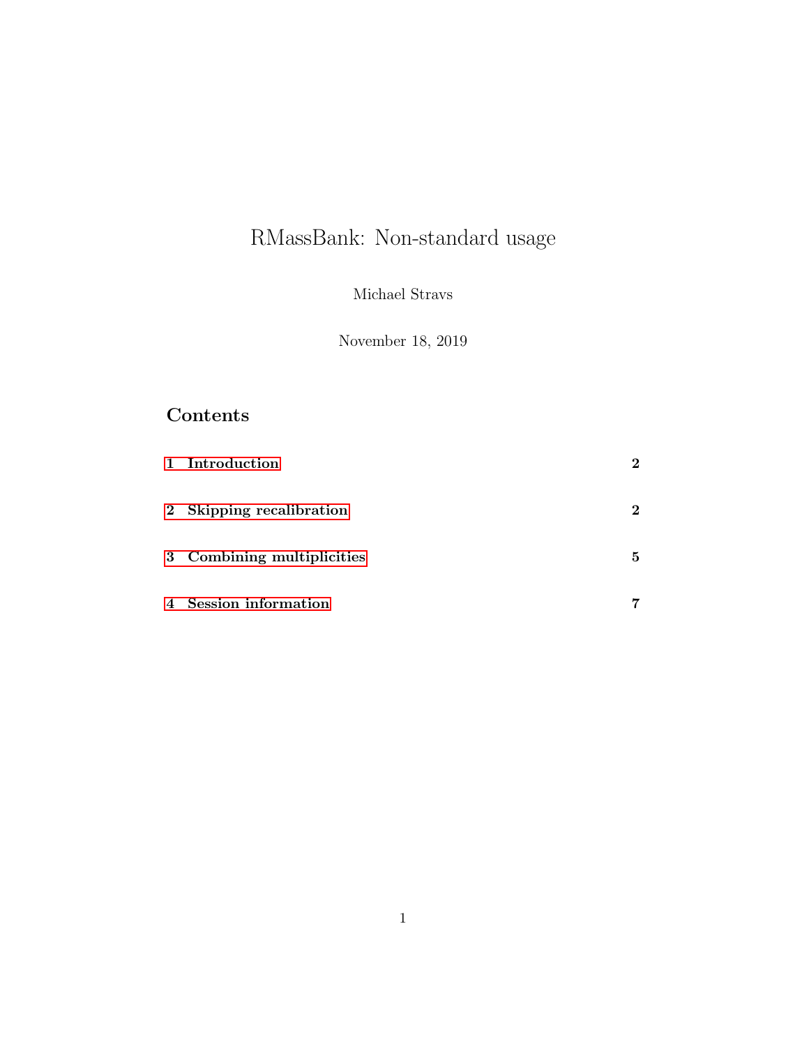# RMassBank: Non-standard usage

Michael Stravs

November 18, 2019

## Contents

1 Introduction 2

2 Skipping recalibration 2

3 Combining multiplicities 5

4 Session information 7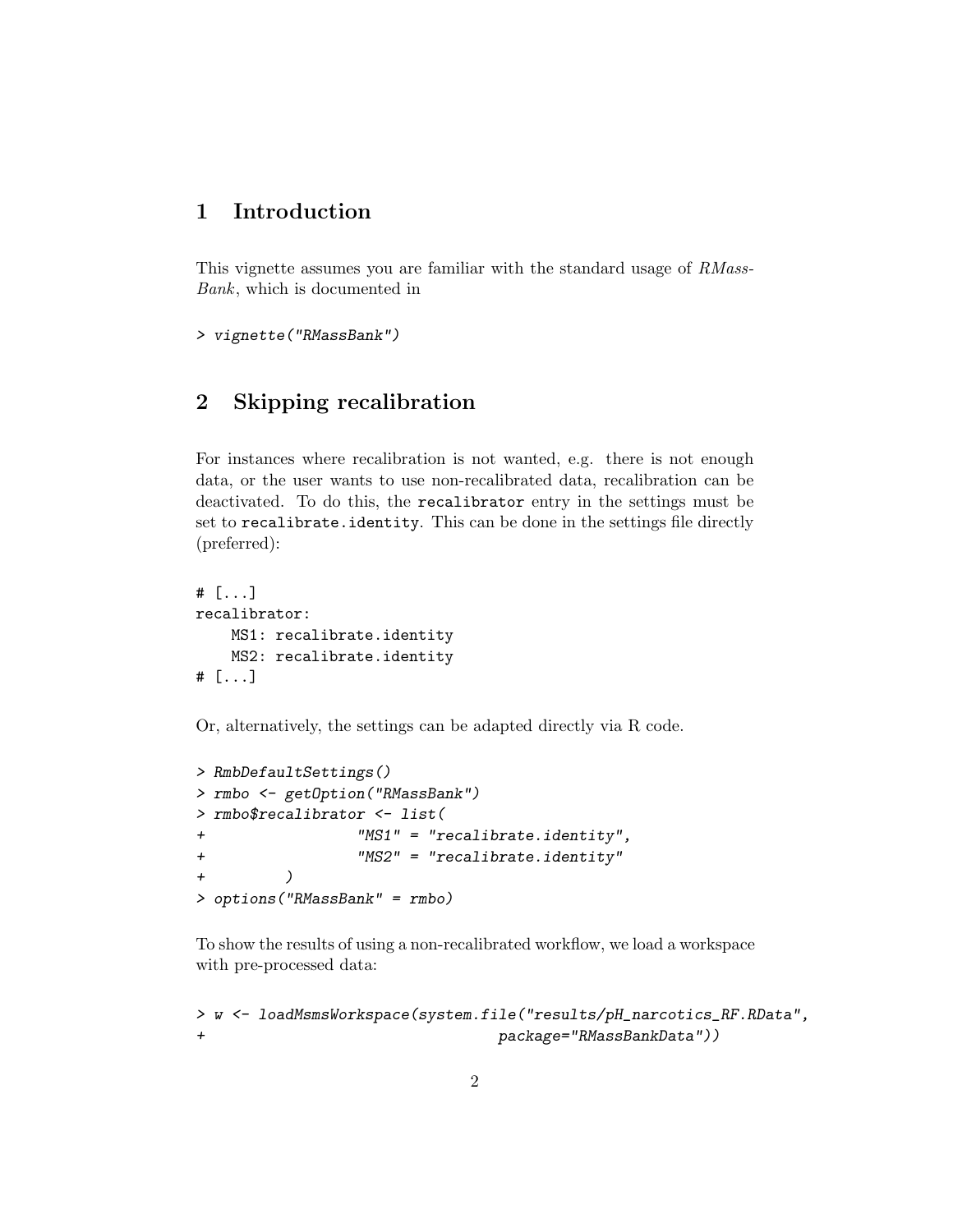## 1 Introduction

This vignette assumes you are familiar with the standard usage of *RMassBank*, which is documented in

```
> vignette("RMassBank")
```

## 2 Skipping recalibration

For instances where recalibration is not wanted, e.g. there is not enough data, or the user wants to use non-recalibrated data, recalibration can be deactivated. To do this, the `recalibrator` entry in the settings must be set to `recalibrate.identity`. This can be done in the settings file directly (preferred):

```
# [...]
recalibrator:
    MS1: recalibrate.identity
    MS2: recalibrate.identity
# [...]
```

Or, alternatively, the settings can be adapted directly via R code.

```
> RmbDefaultSettings()
> rmbo <- getOption("RMassBank")
> rmbo$recalibrator <- list(
+                 "MS1" = "recalibrate.identity",
+                 "MS2" = "recalibrate.identity"
+         )
> options("RMassBank" = rmbo)
```

To show the results of using a non-recalibrated workflow, we load a workspace with pre-processed data:

```
> w <- loadMsmsWorkspace(system.file("results/pH_narcotics_RF.RData",
+                                 package="RMassBankData"))
```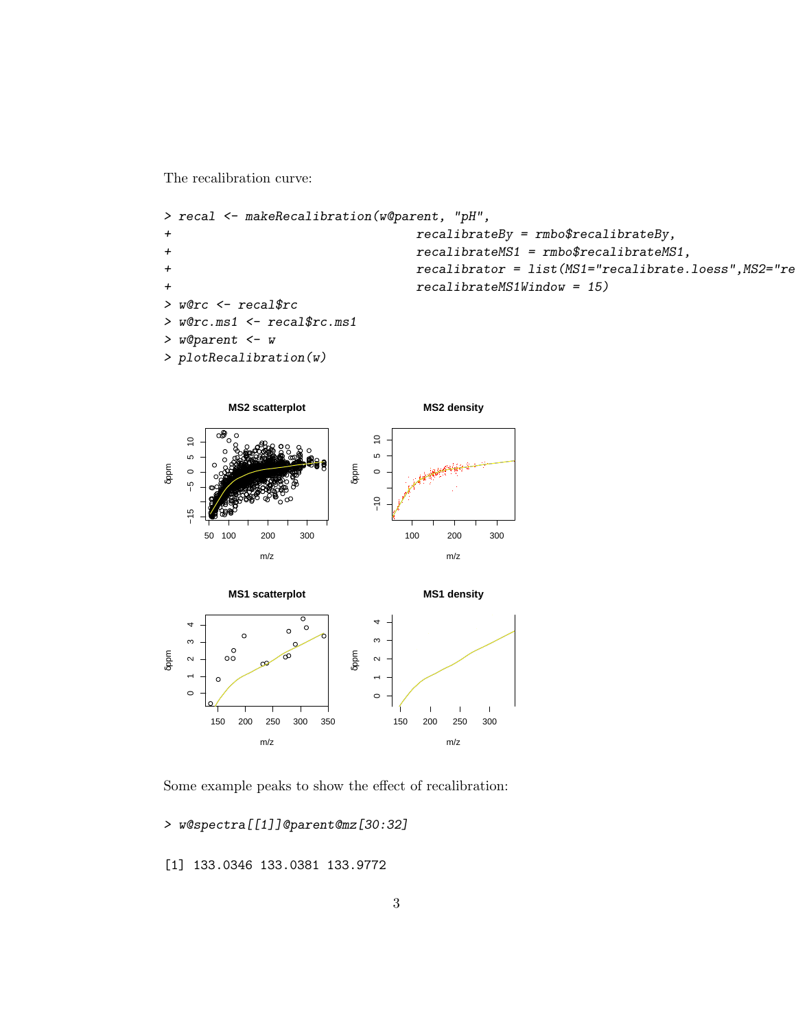The recalibration curve:

```
> recal <- makeRecalibration(w@parent, "pH",
+                            recalibrateBy = rmbo$recalibrateBy,
+                            recalibrateMS1 = rmbo$recalibrateMS1,
+                            recalibrator = list(MS1="recalibrate.loess",MS2="re
+                            recalibrateMS1Window = 15)
> w@rc <- recal$rc
> w@rc.ms1 <- recal$rc.ms1
> w@parent <- w
> plotRecalibration(w)
```

Some example peaks to show the effect of recalibration:

```
> w@spectra[[1]]@parent@mz[30:32]
```

```
[1] 133.0346 133.0381 133.9772
```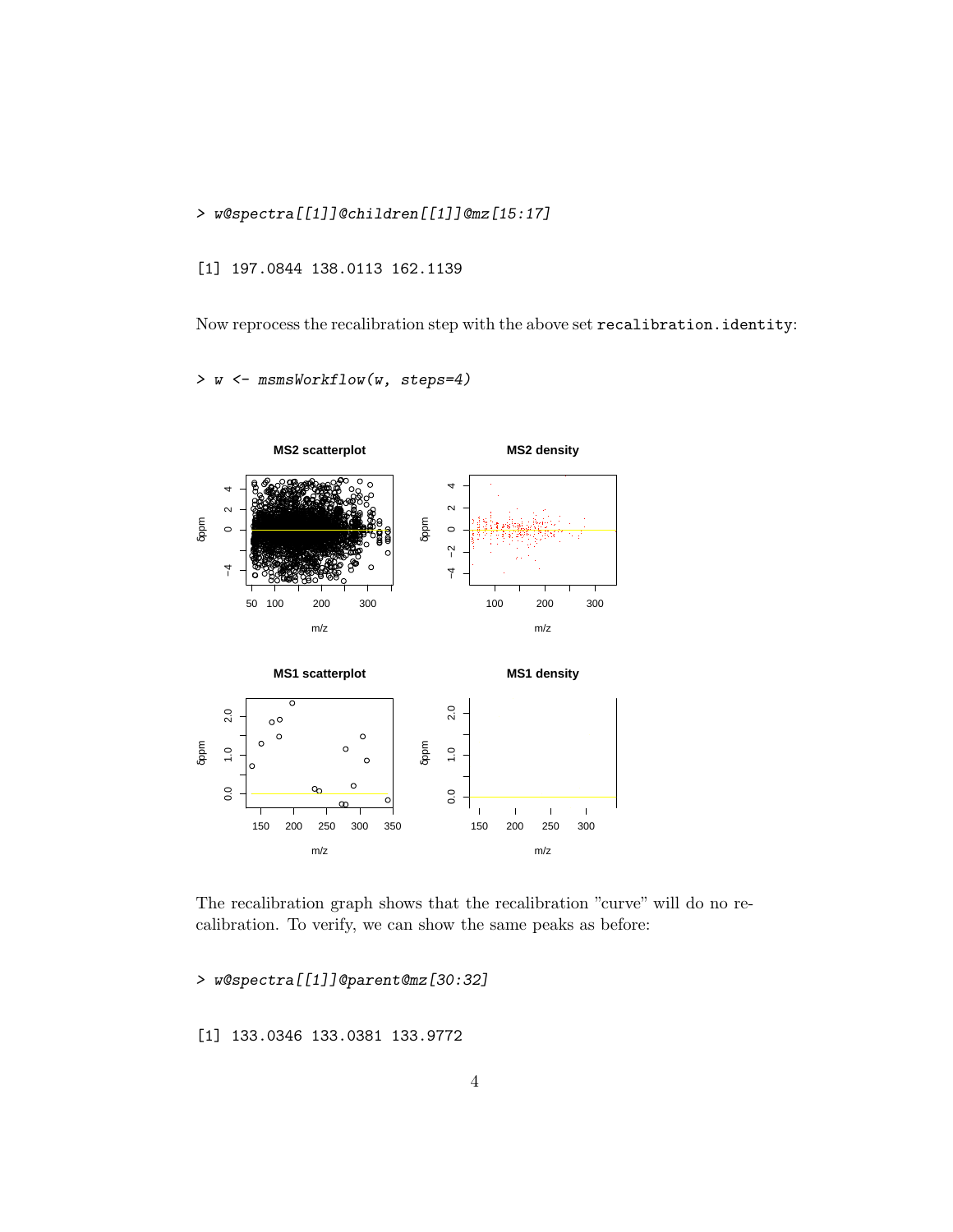```
> w@spectra[[1]]@children[[1]]@mz[15:17]

[1] 197.0844 138.0113 162.1139
```

Now reprocess the recalibration step with the above set `recalibration.identity`:

```
> w <- msmsWorkflow(w, steps=4)
```

The recalibration graph shows that the recalibration "curve" will do no recalibration. To verify, we can show the same peaks as before:

```
> w@spectra[[1]]@parent@mz[30:32]

[1] 133.0346 133.0381 133.9772
```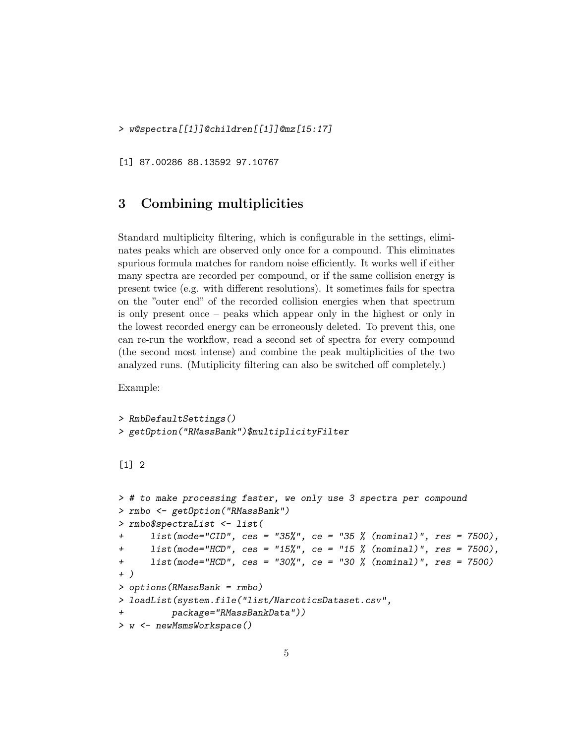```
> w@spectra[[1]]@children[[1]]@mz[15:17]
```

```
[1] 87.00286 88.13592 97.10767
```

## 3 Combining multiplicities

Standard multiplicity filtering, which is configurable in the settings, eliminates peaks which are observed only once for a compound. This eliminates spurious formula matches for random noise efficiently. It works well if either many spectra are recorded per compound, or if the same collision energy is present twice (e.g. with different resolutions). It sometimes fails for spectra on the "outer end" of the recorded collision energies when that spectrum is only present once – peaks which appear only in the highest or only in the lowest recorded energy can be erroneously deleted. To prevent this, one can re-run the workflow, read a second set of spectra for every compound (the second most intense) and combine the peak multiplicities of the two analyzed runs. (Mutiplicity filtering can also be switched off completely.)

Example:

```
> RmbDefaultSettings()
> getOption("RMassBank")$multiplicityFilter
```

```
[1] 2
```

```
> # to make processing faster, we only use 3 spectra per compound
> rmbo <- getOption("RMassBank")
> rmbo$spectraList <- list(
+     list(mode="CID", ces = "35%", ce = "35 % (nominal)", res = 7500),
+     list(mode="HCD", ces = "15%", ce = "15 % (nominal)", res = 7500),
+     list(mode="HCD", ces = "30%", ce = "30 % (nominal)", res = 7500)
+ )
> options(RMassBank = rmbo)
> loadList(system.file("list/NarcoticsDataset.csv",
+         package="RMassBankData"))
> w <- newMsmsWorkspace()
```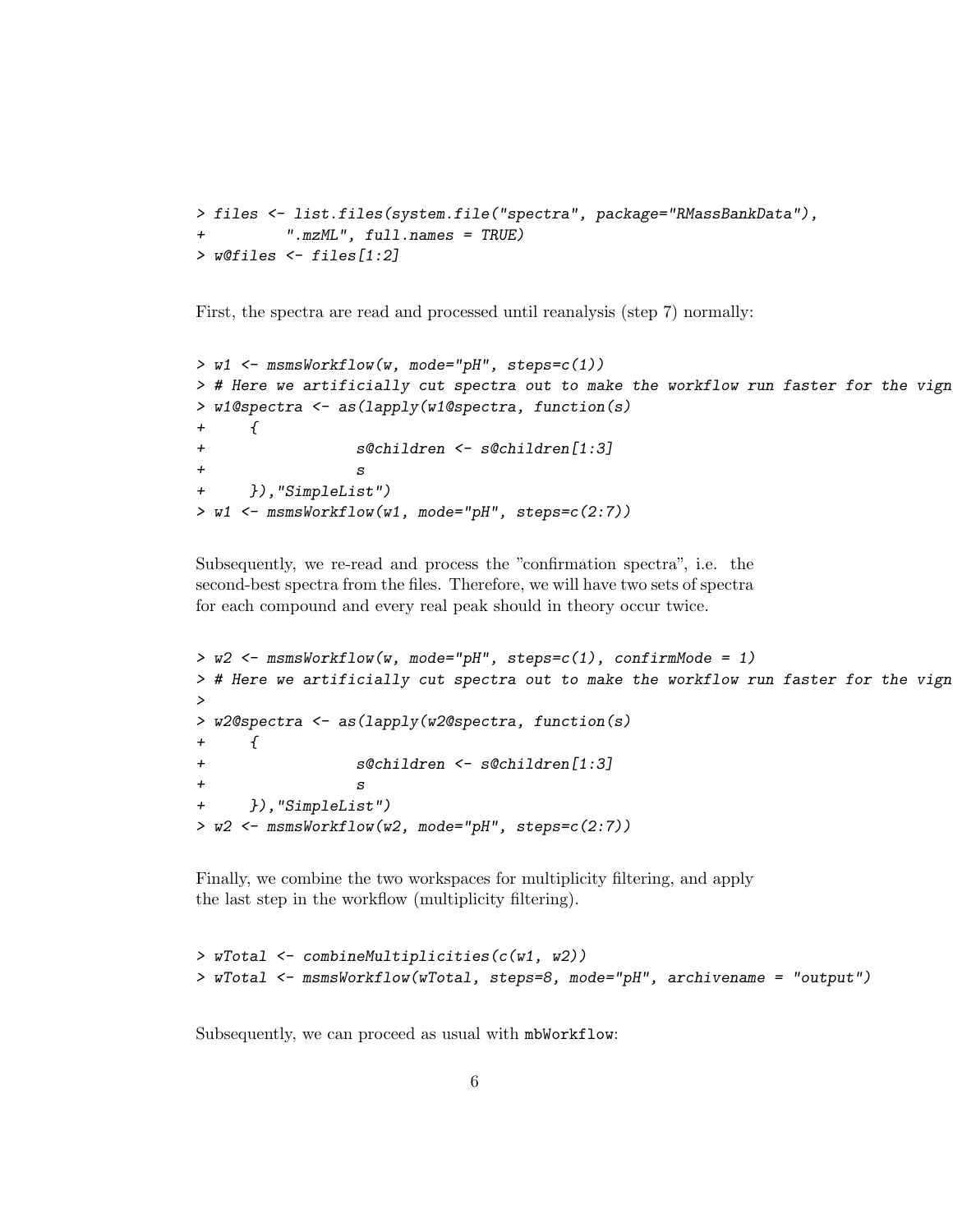```
> files <- list.files(system.file("spectra", package="RMassBankData"),
+          ".mzML", full.names = TRUE)
> w@files <- files[1:2]
```

First, the spectra are read and processed until reanalysis (step 7) normally:

```
> w1 <- msmsWorkflow(w, mode="pH", steps=c(1))
> # Here we artificially cut spectra out to make the workflow run faster for the vign
> w1@spectra <- as(lapply(w1@spectra, function(s)
+     {
+                 s@children <- s@children[1:3]
+                 s
+     }),"SimpleList")
> w1 <- msmsWorkflow(w1, mode="pH", steps=c(2:7))
```

Subsequently, we re-read and process the "confirmation spectra", i.e. the second-best spectra from the files. Therefore, we will have two sets of spectra for each compound and every real peak should in theory occur twice.

```
> w2 <- msmsWorkflow(w, mode="pH", steps=c(1), confirmMode = 1)
> # Here we artificially cut spectra out to make the workflow run faster for the vign
>
> w2@spectra <- as(lapply(w2@spectra, function(s)
+     {
+                 s@children <- s@children[1:3]
+                 s
+     }),"SimpleList")
> w2 <- msmsWorkflow(w2, mode="pH", steps=c(2:7))
```

Finally, we combine the two workspaces for multiplicity filtering, and apply the last step in the workflow (multiplicity filtering).

```
> wTotal <- combineMultiplicities(c(w1, w2))
> wTotal <- msmsWorkflow(wTotal, steps=8, mode="pH", archivename = "output")
```

Subsequently, we can proceed as usual with `mbWorkflow`: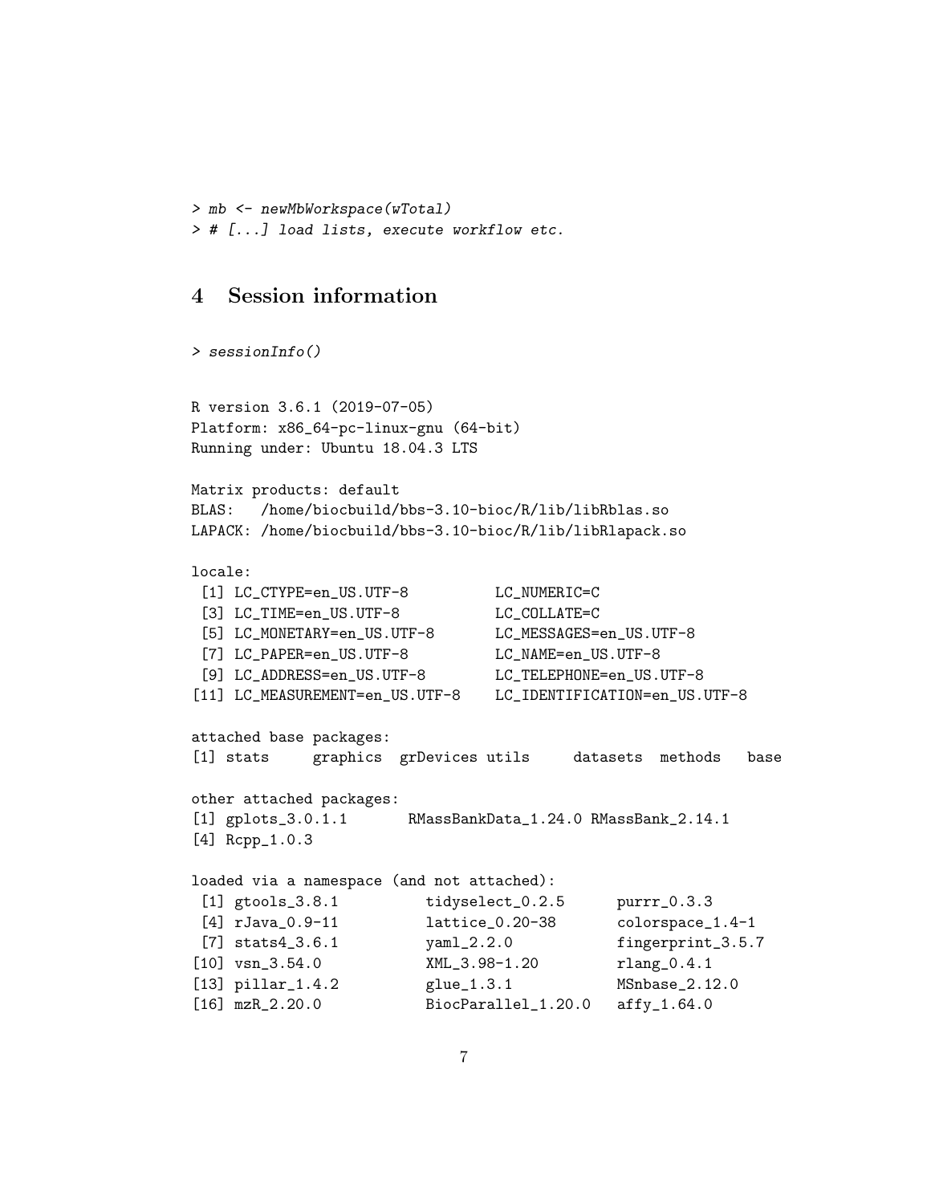```
> mb <- newMbWorkspace(wTotal)
> # [...] load lists, execute workflow etc.
```

## 4 Session information

```
> sessionInfo()
```

```
R version 3.6.1 (2019-07-05)
Platform: x86_64-pc-linux-gnu (64-bit)
Running under: Ubuntu 18.04.3 LTS

Matrix products: default
BLAS:   /home/biocbuild/bbs-3.10-bioc/R/lib/libRblas.so
LAPACK: /home/biocbuild/bbs-3.10-bioc/R/lib/libRlapack.so

locale:
 [1] LC_CTYPE=en_US.UTF-8          LC_NUMERIC=C
 [3] LC_TIME=en_US.UTF-8           LC_COLLATE=C
 [5] LC_MONETARY=en_US.UTF-8       LC_MESSAGES=en_US.UTF-8
 [7] LC_PAPER=en_US.UTF-8          LC_NAME=en_US.UTF-8
 [9] LC_ADDRESS=en_US.UTF-8        LC_TELEPHONE=en_US.UTF-8
[11] LC_MEASUREMENT=en_US.UTF-8    LC_IDENTIFICATION=en_US.UTF-8

attached base packages:
[1] stats     graphics  grDevices utils     datasets  methods   base

other attached packages:
[1] gplots_3.0.1.1       RMassBankData_1.24.0 RMassBank_2.14.1
[4] Rcpp_1.0.3

loaded via a namespace (and not attached):
 [1] gtools_3.8.1         tidyselect_0.2.5     purrr_0.3.3
 [4] rJava_0.9-11         lattice_0.20-38      colorspace_1.4-1
 [7] stats4_3.6.1         yaml_2.2.0           fingerprint_3.5.7
[10] vsn_3.54.0           XML_3.98-1.20        rlang_0.4.1
[13] pillar_1.4.2         glue_1.3.1           MSnbase_2.12.0
[16] mzR_2.20.0           BiocParallel_1.20.0  affy_1.64.0
```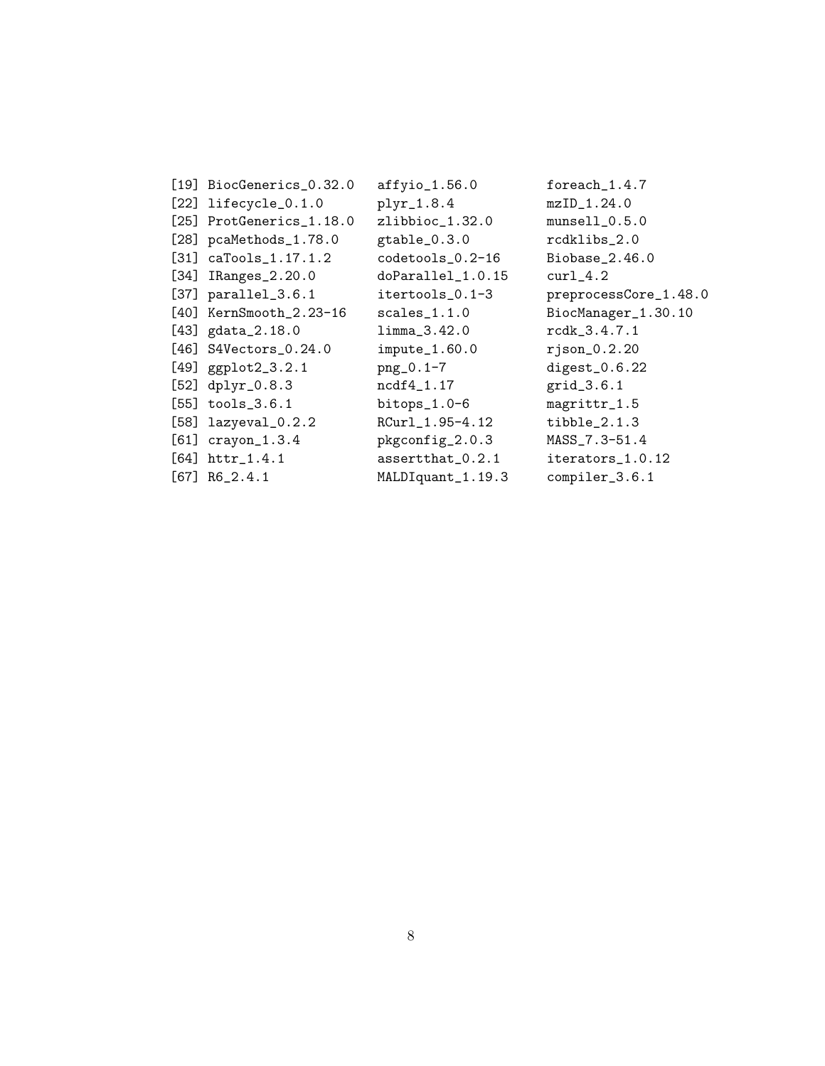```
[19] BiocGenerics_0.32.0   affyio_1.56.0        foreach_1.4.7
[22] lifecycle_0.1.0       plyr_1.8.4           mzID_1.24.0
[25] ProtGenerics_1.18.0   zlibbioc_1.32.0      munsell_0.5.0
[28] pcaMethods_1.78.0     gtable_0.3.0         rcdklibs_2.0
[31] caTools_1.17.1.2      codetools_0.2-16     Biobase_2.46.0
[34] IRanges_2.20.0        doParallel_1.0.15    curl_4.2
[37] parallel_3.6.1        itertools_0.1-3      preprocessCore_1.48.0
[40] KernSmooth_2.23-16    scales_1.1.0         BiocManager_1.30.10
[43] gdata_2.18.0          limma_3.42.0         rcdk_3.4.7.1
[46] S4Vectors_0.24.0      impute_1.60.0        rjson_0.2.20
[49] ggplot2_3.2.1         png_0.1-7            digest_0.6.22
[52] dplyr_0.8.3           ncdf4_1.17           grid_3.6.1
[55] tools_3.6.1           bitops_1.0-6         magrittr_1.5
[58] lazyeval_0.2.2        RCurl_1.95-4.12      tibble_2.1.3
[61] crayon_1.3.4          pkgconfig_2.0.3      MASS_7.3-51.4
[64] httr_1.4.1            assertthat_0.2.1     iterators_1.0.12
[67] R6_2.4.1              MALDIquant_1.19.3    compiler_3.6.1
```